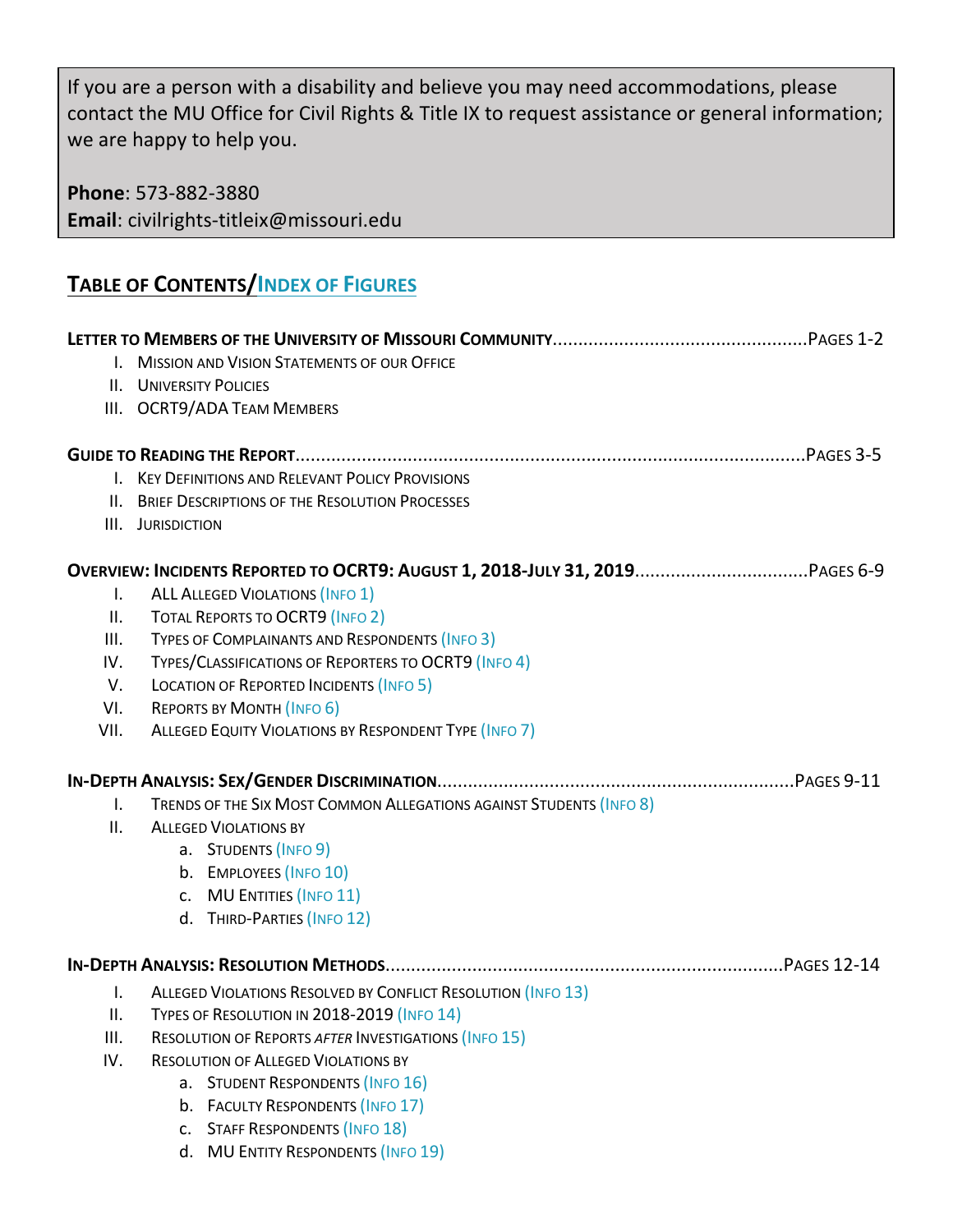If you are a person with a disability and believe you may need accommodations, please contact the MU Office for Civil Rights & Title IX to request assistance or general information; we are happy to help you.

**Phone**: 573-882-3880
**Email**: civilrights-titleix@missouri.edu

## TABLE OF CONTENTS/INDEX OF FIGURES

**LETTER TO MEMBERS OF THE UNIVERSITY OF MISSOURI COMMUNITY**.................................................PAGES 1-2

I. MISSION AND VISION STATEMENTS OF OUR OFFICE
II. UNIVERSITY POLICIES
III. OCRT9/ADA TEAM MEMBERS

**GUIDE TO READING THE REPORT**..................................................................................................PAGES 3-5

I. KEY DEFINITIONS AND RELEVANT POLICY PROVISIONS
II. BRIEF DESCRIPTIONS OF THE RESOLUTION PROCESSES
III. JURISDICTION

**OVERVIEW: INCIDENTS REPORTED TO OCRT9: AUGUST 1, 2018-JULY 31, 2019**.................................PAGES 6-9

I. ALL ALLEGED VIOLATIONS (INFO 1)
II. TOTAL REPORTS TO OCRT9 (INFO 2)
III. TYPES OF COMPLAINANTS AND RESPONDENTS (INFO 3)
IV. TYPES/CLASSIFICATIONS OF REPORTERS TO OCRT9 (INFO 4)
V. LOCATION OF REPORTED INCIDENTS (INFO 5)
VI. REPORTS BY MONTH (INFO 6)
VII. ALLEGED EQUITY VIOLATIONS BY RESPONDENT TYPE (INFO 7)

**IN-DEPTH ANALYSIS: SEX/GENDER DISCRIMINATION**.......................................................................PAGES 9-11

I. TRENDS OF THE SIX MOST COMMON ALLEGATIONS AGAINST STUDENTS (INFO 8)
II. ALLEGED VIOLATIONS BY
   a. STUDENTS (INFO 9)
   b. EMPLOYEES (INFO 10)
   c. MU ENTITIES (INFO 11)
   d. THIRD-PARTIES (INFO 12)

**IN-DEPTH ANALYSIS: RESOLUTION METHODS**..............................................................................PAGES 12-14

I. ALLEGED VIOLATIONS RESOLVED BY CONFLICT RESOLUTION (INFO 13)
II. TYPES OF RESOLUTION IN 2018-2019 (INFO 14)
III. RESOLUTION OF REPORTS *AFTER* INVESTIGATIONS (INFO 15)
IV. RESOLUTION OF ALLEGED VIOLATIONS BY
   a. STUDENT RESPONDENTS (INFO 16)
   b. FACULTY RESPONDENTS (INFO 17)
   c. STAFF RESPONDENTS (INFO 18)
   d. MU ENTITY RESPONDENTS (INFO 19)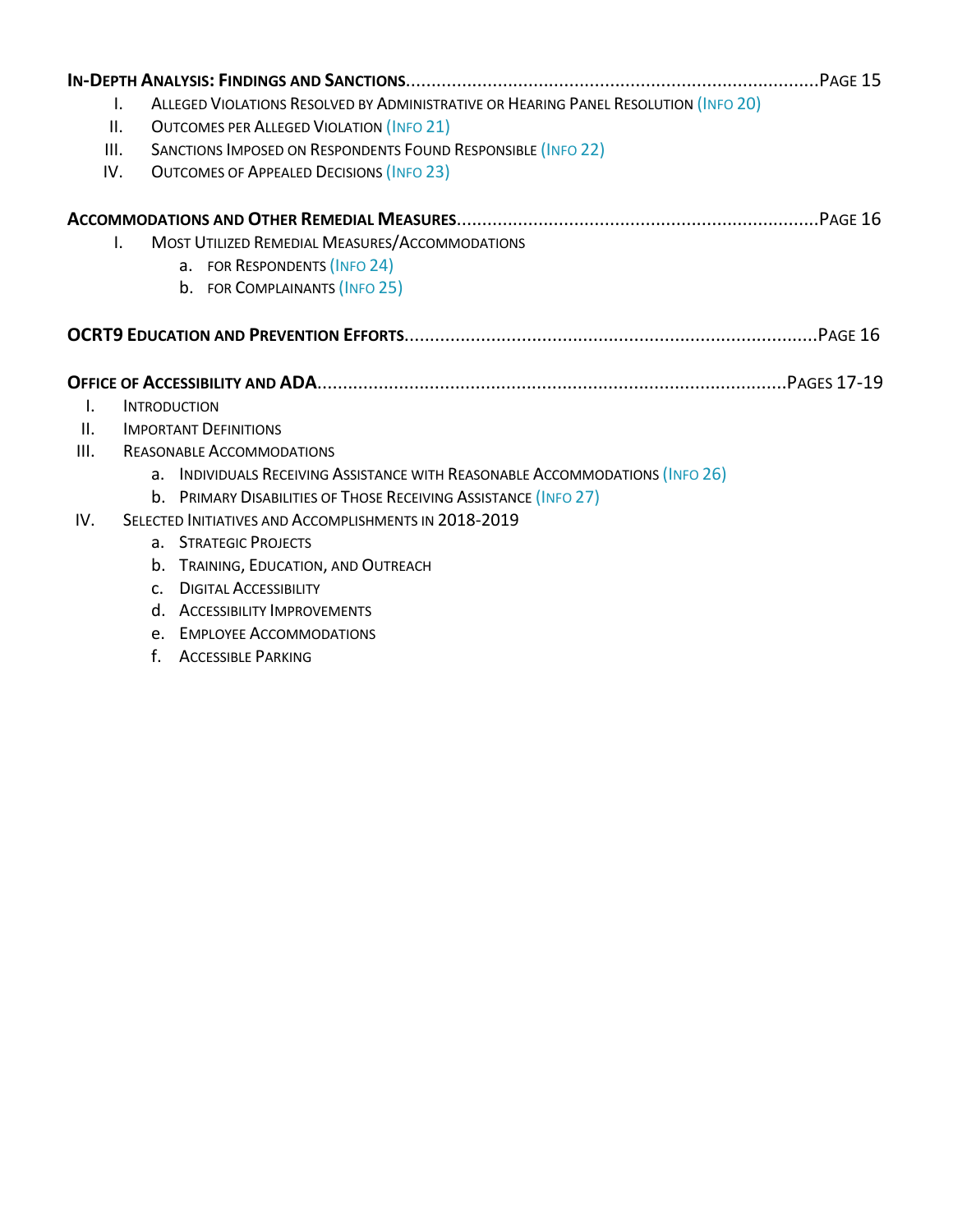**In-Depth Analysis: Findings and Sanctions**................................................................................Page 15

- I. Alleged Violations Resolved by Administrative or Hearing Panel Resolution (Info 20)
- II. Outcomes per Alleged Violation (Info 21)
- III. Sanctions Imposed on Respondents Found Responsible (Info 22)
- IV. Outcomes of Appealed Decisions (Info 23)

**Accommodations and Other Remedial Measures**......................................................................Page 16

- I. Most Utilized Remedial Measures/Accommodations
  - a. for Respondents (Info 24)
  - b. for Complainants (Info 25)

**OCRT9 Education and Prevention Efforts**................................................................................Page 16

**Office of Accessibility and ADA**..........................................................................................Pages 17-19

- I. Introduction
- II. Important Definitions
- III. Reasonable Accommodations
  - a. Individuals Receiving Assistance with Reasonable Accommodations (Info 26)
  - b. Primary Disabilities of Those Receiving Assistance (Info 27)
- IV. Selected Initiatives and Accomplishments in 2018-2019
  - a. Strategic Projects
  - b. Training, Education, and Outreach
  - c. Digital Accessibility
  - d. Accessibility Improvements
  - e. Employee Accommodations
  - f. Accessible Parking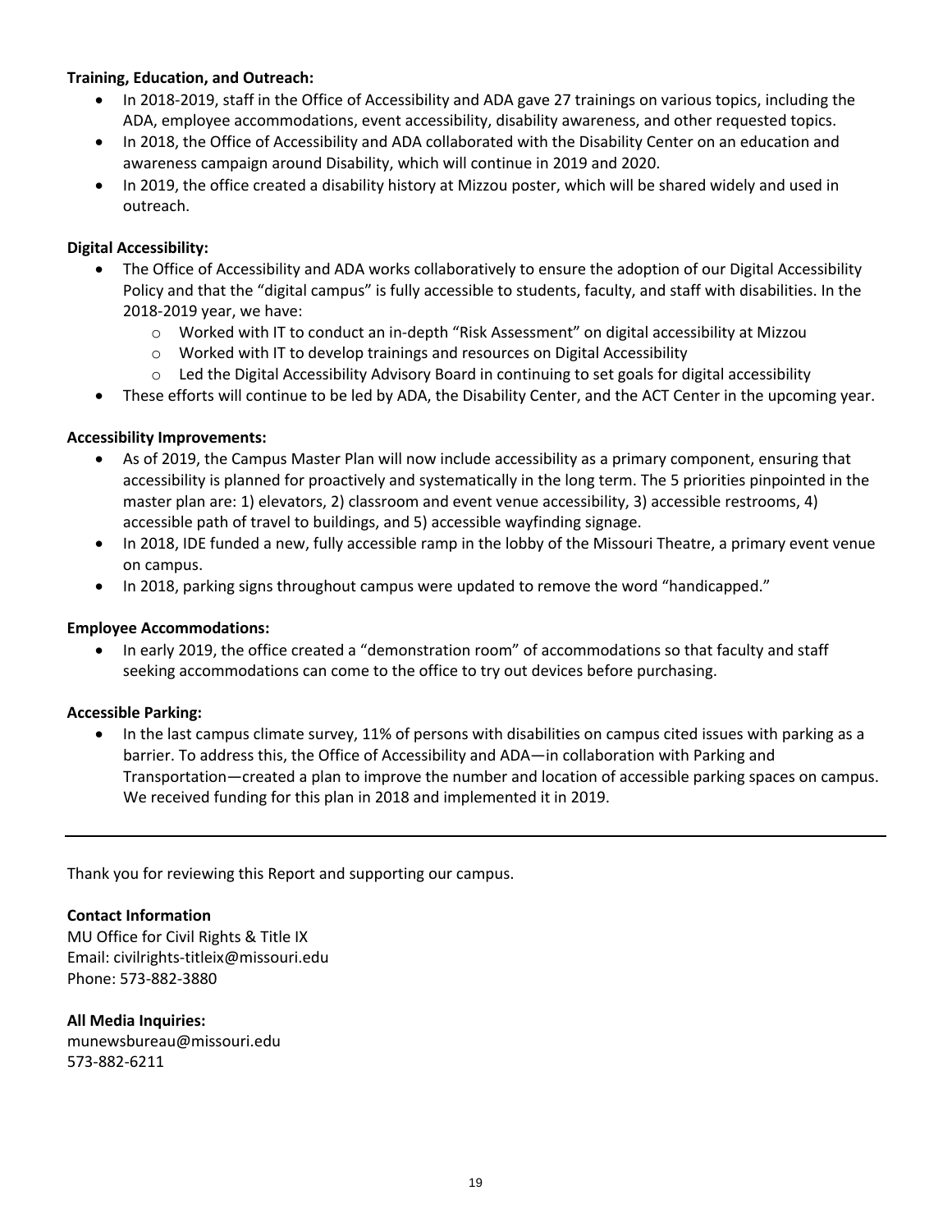**Training, Education, and Outreach:**

- In 2018-2019, staff in the Office of Accessibility and ADA gave 27 trainings on various topics, including the ADA, employee accommodations, event accessibility, disability awareness, and other requested topics.
- In 2018, the Office of Accessibility and ADA collaborated with the Disability Center on an education and awareness campaign around Disability, which will continue in 2019 and 2020.
- In 2019, the office created a disability history at Mizzou poster, which will be shared widely and used in outreach.

**Digital Accessibility:**

- The Office of Accessibility and ADA works collaboratively to ensure the adoption of our Digital Accessibility Policy and that the "digital campus" is fully accessible to students, faculty, and staff with disabilities. In the 2018-2019 year, we have:
  - Worked with IT to conduct an in-depth "Risk Assessment" on digital accessibility at Mizzou
  - Worked with IT to develop trainings and resources on Digital Accessibility
  - Led the Digital Accessibility Advisory Board in continuing to set goals for digital accessibility
- These efforts will continue to be led by ADA, the Disability Center, and the ACT Center in the upcoming year.

**Accessibility Improvements:**

- As of 2019, the Campus Master Plan will now include accessibility as a primary component, ensuring that accessibility is planned for proactively and systematically in the long term. The 5 priorities pinpointed in the master plan are: 1) elevators, 2) classroom and event venue accessibility, 3) accessible restrooms, 4) accessible path of travel to buildings, and 5) accessible wayfinding signage.
- In 2018, IDE funded a new, fully accessible ramp in the lobby of the Missouri Theatre, a primary event venue on campus.
- In 2018, parking signs throughout campus were updated to remove the word "handicapped."

**Employee Accommodations:**

- In early 2019, the office created a "demonstration room" of accommodations so that faculty and staff seeking accommodations can come to the office to try out devices before purchasing.

**Accessible Parking:**

- In the last campus climate survey, 11% of persons with disabilities on campus cited issues with parking as a barrier. To address this, the Office of Accessibility and ADA—in collaboration with Parking and Transportation—created a plan to improve the number and location of accessible parking spaces on campus. We received funding for this plan in 2018 and implemented it in 2019.

---

Thank you for reviewing this Report and supporting our campus.

**Contact Information**
MU Office for Civil Rights & Title IX
Email: civilrights-titleix@missouri.edu
Phone: 573-882-3880

**All Media Inquiries:**
munewsbureau@missouri.edu
573-882-6211